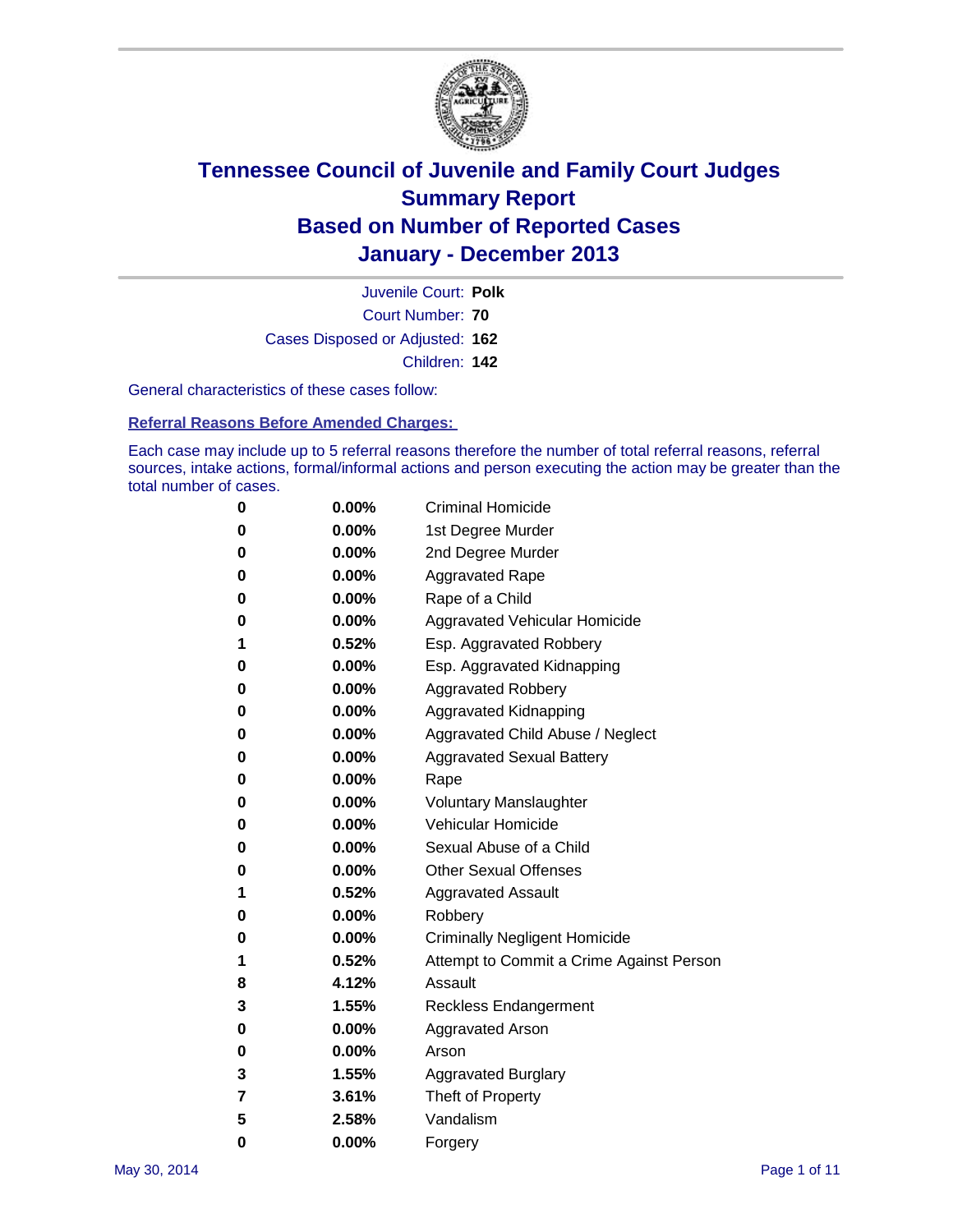# Tennessee Council of Juvenile and Family Court Judges
# Summary Report
# Based on Number of Reported Cases
# January - December 2013

Juvenile Court: **Polk**

Court Number: **70**

Cases Disposed or Adjusted: **162**

Children: **142**

General characteristics of these cases follow:

**Referral Reasons Before Amended Charges:**

Each case may include up to 5 referral reasons therefore the number of total referral reasons, referral sources, intake actions, formal/informal actions and person executing the action may be greater than the total number of cases.

| | | |
|---|---|---|
| 0 | 0.00% | Criminal Homicide |
| 0 | 0.00% | 1st Degree Murder |
| 0 | 0.00% | 2nd Degree Murder |
| 0 | 0.00% | Aggravated Rape |
| 0 | 0.00% | Rape of a Child |
| 0 | 0.00% | Aggravated Vehicular Homicide |
| 1 | 0.52% | Esp. Aggravated Robbery |
| 0 | 0.00% | Esp. Aggravated Kidnapping |
| 0 | 0.00% | Aggravated Robbery |
| 0 | 0.00% | Aggravated Kidnapping |
| 0 | 0.00% | Aggravated Child Abuse / Neglect |
| 0 | 0.00% | Aggravated Sexual Battery |
| 0 | 0.00% | Rape |
| 0 | 0.00% | Voluntary Manslaughter |
| 0 | 0.00% | Vehicular Homicide |
| 0 | 0.00% | Sexual Abuse of a Child |
| 0 | 0.00% | Other Sexual Offenses |
| 1 | 0.52% | Aggravated Assault |
| 0 | 0.00% | Robbery |
| 0 | 0.00% | Criminally Negligent Homicide |
| 1 | 0.52% | Attempt to Commit a Crime Against Person |
| 8 | 4.12% | Assault |
| 3 | 1.55% | Reckless Endangerment |
| 0 | 0.00% | Aggravated Arson |
| 0 | 0.00% | Arson |
| 3 | 1.55% | Aggravated Burglary |
| 7 | 3.61% | Theft of Property |
| 5 | 2.58% | Vandalism |
| 0 | 0.00% | Forgery |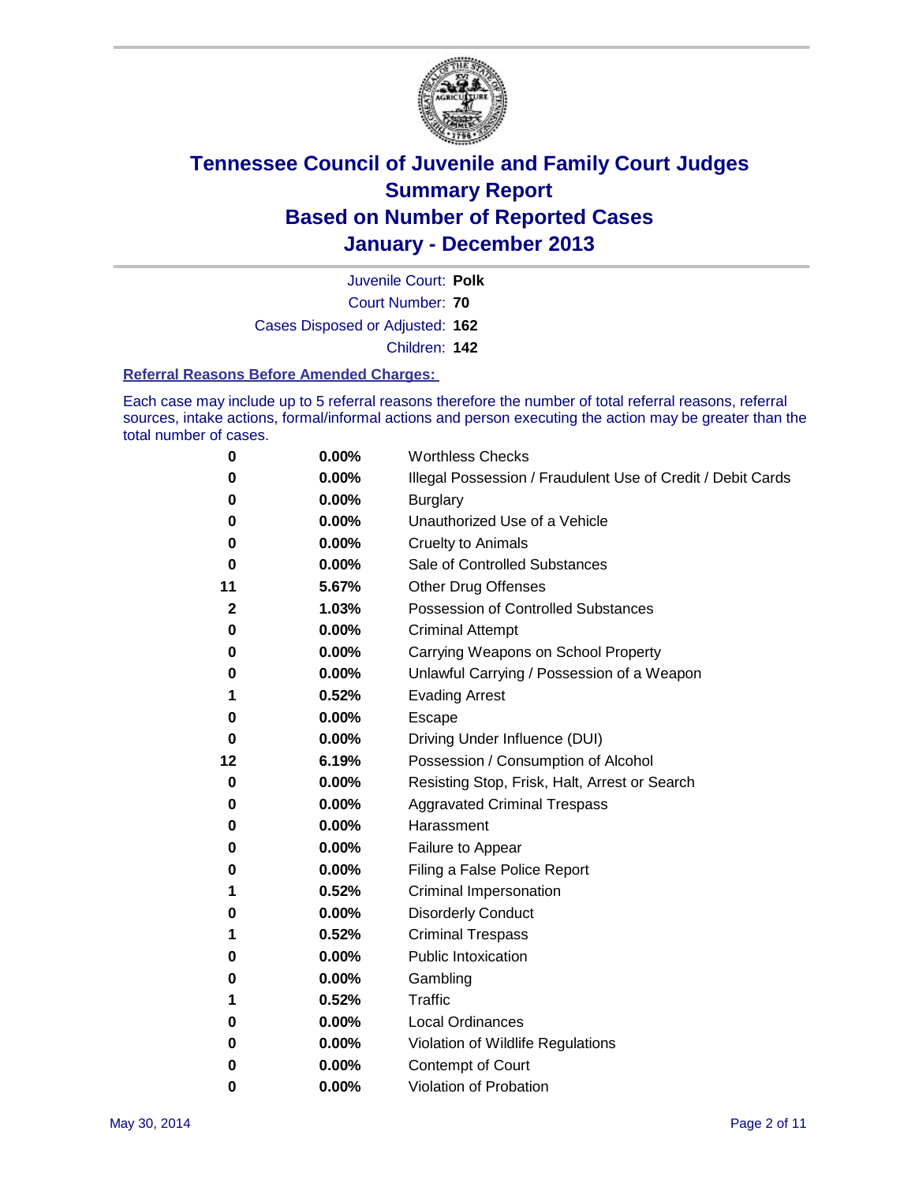# Tennessee Council of Juvenile and Family Court Judges
# Summary Report
# Based on Number of Reported Cases
# January - December 2013

Juvenile Court: **Polk**
Court Number: **70**
Cases Disposed or Adjusted: **162**
Children: **142**

### Referral Reasons Before Amended Charges:

Each case may include up to 5 referral reasons therefore the number of total referral reasons, referral sources, intake actions, formal/informal actions and person executing the action may be greater than the total number of cases.

| Count | Percent | Referral Reason |
|---|---|---|
| 0 | 0.00% | Worthless Checks |
| 0 | 0.00% | Illegal Possession / Fraudulent Use of Credit / Debit Cards |
| 0 | 0.00% | Burglary |
| 0 | 0.00% | Unauthorized Use of a Vehicle |
| 0 | 0.00% | Cruelty to Animals |
| 0 | 0.00% | Sale of Controlled Substances |
| 11 | 5.67% | Other Drug Offenses |
| 2 | 1.03% | Possession of Controlled Substances |
| 0 | 0.00% | Criminal Attempt |
| 0 | 0.00% | Carrying Weapons on School Property |
| 0 | 0.00% | Unlawful Carrying / Possession of a Weapon |
| 1 | 0.52% | Evading Arrest |
| 0 | 0.00% | Escape |
| 0 | 0.00% | Driving Under Influence (DUI) |
| 12 | 6.19% | Possession / Consumption of Alcohol |
| 0 | 0.00% | Resisting Stop, Frisk, Halt, Arrest or Search |
| 0 | 0.00% | Aggravated Criminal Trespass |
| 0 | 0.00% | Harassment |
| 0 | 0.00% | Failure to Appear |
| 0 | 0.00% | Filing a False Police Report |
| 1 | 0.52% | Criminal Impersonation |
| 0 | 0.00% | Disorderly Conduct |
| 1 | 0.52% | Criminal Trespass |
| 0 | 0.00% | Public Intoxication |
| 0 | 0.00% | Gambling |
| 1 | 0.52% | Traffic |
| 0 | 0.00% | Local Ordinances |
| 0 | 0.00% | Violation of Wildlife Regulations |
| 0 | 0.00% | Contempt of Court |
| 0 | 0.00% | Violation of Probation |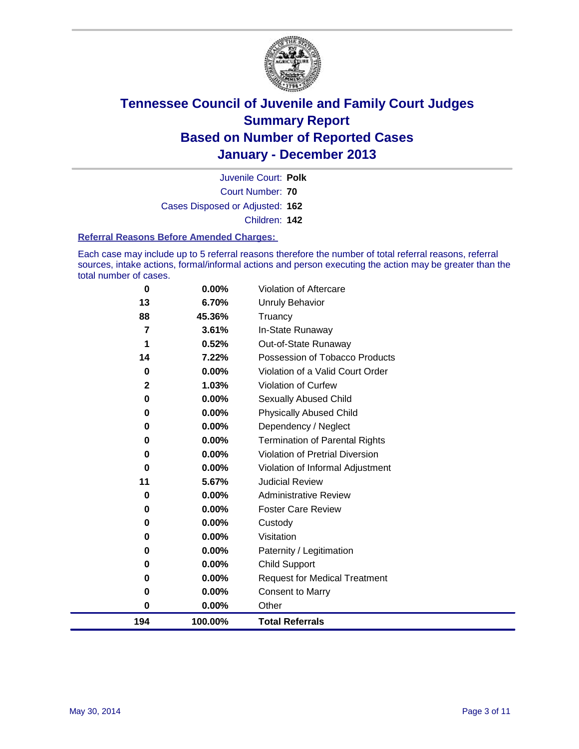# Tennessee Council of Juvenile and Family Court Judges
## Summary Report
## Based on Number of Reported Cases
## January - December 2013

Juvenile Court: **Polk**

Court Number: **70**

Cases Disposed or Adjusted: **162**

Children: **142**

### Referral Reasons Before Amended Charges:

Each case may include up to 5 referral reasons therefore the number of total referral reasons, referral sources, intake actions, formal/informal actions and person executing the action may be greater than the total number of cases.

| | | |
|---|---|---|
| 0 | 0.00% | Violation of Aftercare |
| 13 | 6.70% | Unruly Behavior |
| 88 | 45.36% | Truancy |
| 7 | 3.61% | In-State Runaway |
| 1 | 0.52% | Out-of-State Runaway |
| 14 | 7.22% | Possession of Tobacco Products |
| 0 | 0.00% | Violation of a Valid Court Order |
| 2 | 1.03% | Violation of Curfew |
| 0 | 0.00% | Sexually Abused Child |
| 0 | 0.00% | Physically Abused Child |
| 0 | 0.00% | Dependency / Neglect |
| 0 | 0.00% | Termination of Parental Rights |
| 0 | 0.00% | Violation of Pretrial Diversion |
| 0 | 0.00% | Violation of Informal Adjustment |
| 11 | 5.67% | Judicial Review |
| 0 | 0.00% | Administrative Review |
| 0 | 0.00% | Foster Care Review |
| 0 | 0.00% | Custody |
| 0 | 0.00% | Visitation |
| 0 | 0.00% | Paternity / Legitimation |
| 0 | 0.00% | Child Support |
| 0 | 0.00% | Request for Medical Treatment |
| 0 | 0.00% | Consent to Marry |
| 0 | 0.00% | Other |
| **194** | **100.00%** | **Total Referrals** |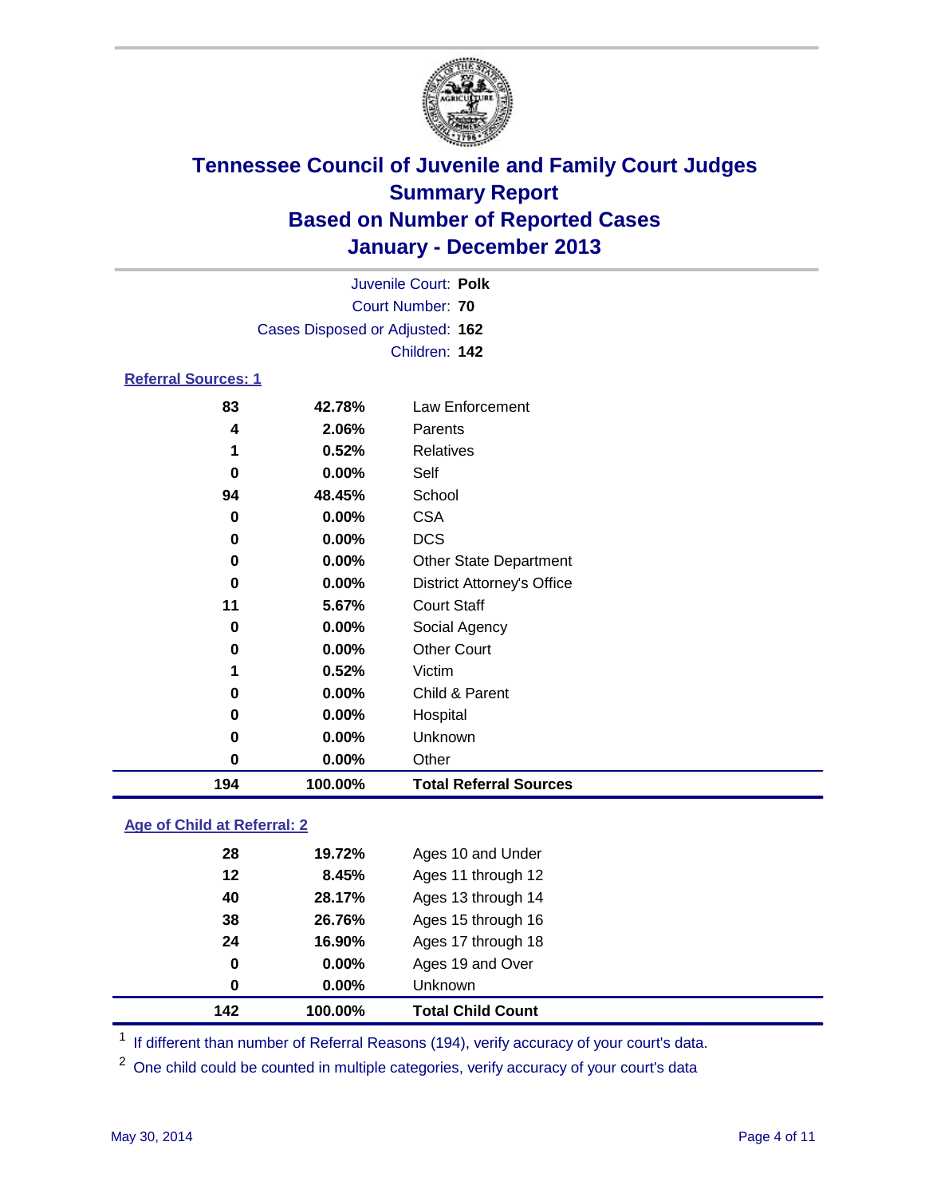# Tennessee Council of Juvenile and Family Court Judges
## Summary Report
## Based on Number of Reported Cases
## January - December 2013

Juvenile Court: **Polk**
Court Number: **70**
Cases Disposed or Adjusted: **162**
Children: **142**

### Referral Sources: 1

| Count | Percent | Source |
|---|---|---|
| 83 | 42.78% | Law Enforcement |
| 4 | 2.06% | Parents |
| 1 | 0.52% | Relatives |
| 0 | 0.00% | Self |
| 94 | 48.45% | School |
| 0 | 0.00% | CSA |
| 0 | 0.00% | DCS |
| 0 | 0.00% | Other State Department |
| 0 | 0.00% | District Attorney's Office |
| 11 | 5.67% | Court Staff |
| 0 | 0.00% | Social Agency |
| 0 | 0.00% | Other Court |
| 1 | 0.52% | Victim |
| 0 | 0.00% | Child & Parent |
| 0 | 0.00% | Hospital |
| 0 | 0.00% | Unknown |
| 0 | 0.00% | Other |
| **194** | **100.00%** | **Total Referral Sources** |

### Age of Child at Referral: 2

| Count | Percent | Age |
|---|---|---|
| 28 | 19.72% | Ages 10 and Under |
| 12 | 8.45% | Ages 11 through 12 |
| 40 | 28.17% | Ages 13 through 14 |
| 38 | 26.76% | Ages 15 through 16 |
| 24 | 16.90% | Ages 17 through 18 |
| 0 | 0.00% | Ages 19 and Over |
| 0 | 0.00% | Unknown |
| **142** | **100.00%** | **Total Child Count** |

[1] If different than number of Referral Reasons (194), verify accuracy of your court's data.

[2] One child could be counted in multiple categories, verify accuracy of your court's data

May 30, 2014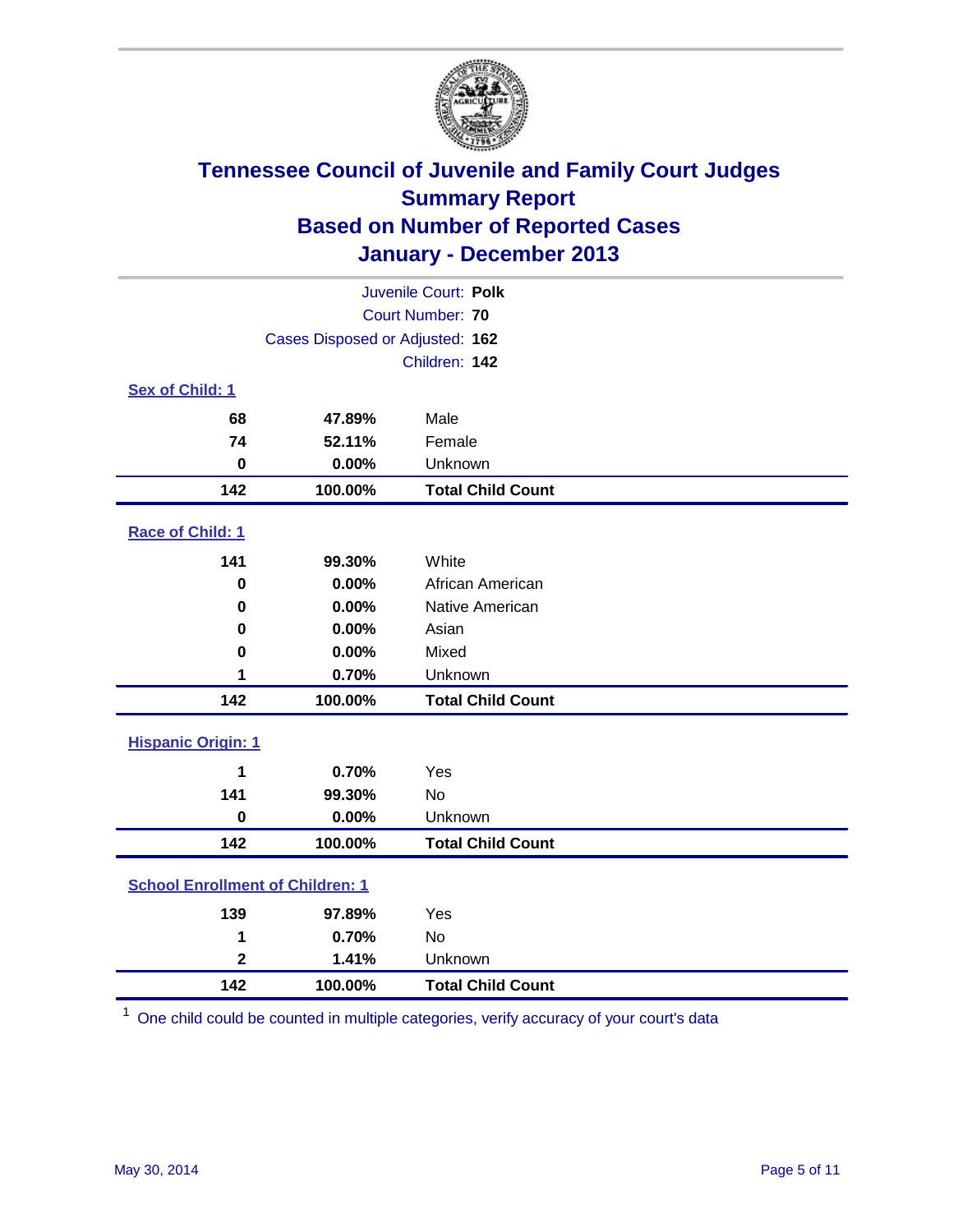# Tennessee Council of Juvenile and Family Court Judges
## Summary Report
## Based on Number of Reported Cases
## January - December 2013

Juvenile Court: **Polk**
Court Number: **70**
Cases Disposed or Adjusted: **162**
Children: **142**

### Sex of Child: 1

| | | |
|---|---|---|
| **68** | **47.89%** | Male |
| **74** | **52.11%** | Female |
| **0** | **0.00%** | Unknown |
| **142** | **100.00%** | **Total Child Count** |

### Race of Child: 1

| | | |
|---|---|---|
| **141** | **99.30%** | White |
| **0** | **0.00%** | African American |
| **0** | **0.00%** | Native American |
| **0** | **0.00%** | Asian |
| **0** | **0.00%** | Mixed |
| **1** | **0.70%** | Unknown |
| **142** | **100.00%** | **Total Child Count** |

### Hispanic Origin: 1

| | | |
|---|---|---|
| **1** | **0.70%** | Yes |
| **141** | **99.30%** | No |
| **0** | **0.00%** | Unknown |
| **142** | **100.00%** | **Total Child Count** |

### School Enrollment of Children: 1

| | | |
|---|---|---|
| **139** | **97.89%** | Yes |
| **1** | **0.70%** | No |
| **2** | **1.41%** | Unknown |
| **142** | **100.00%** | **Total Child Count** |

[1] One child could be counted in multiple categories, verify accuracy of your court's data

May 30, 2014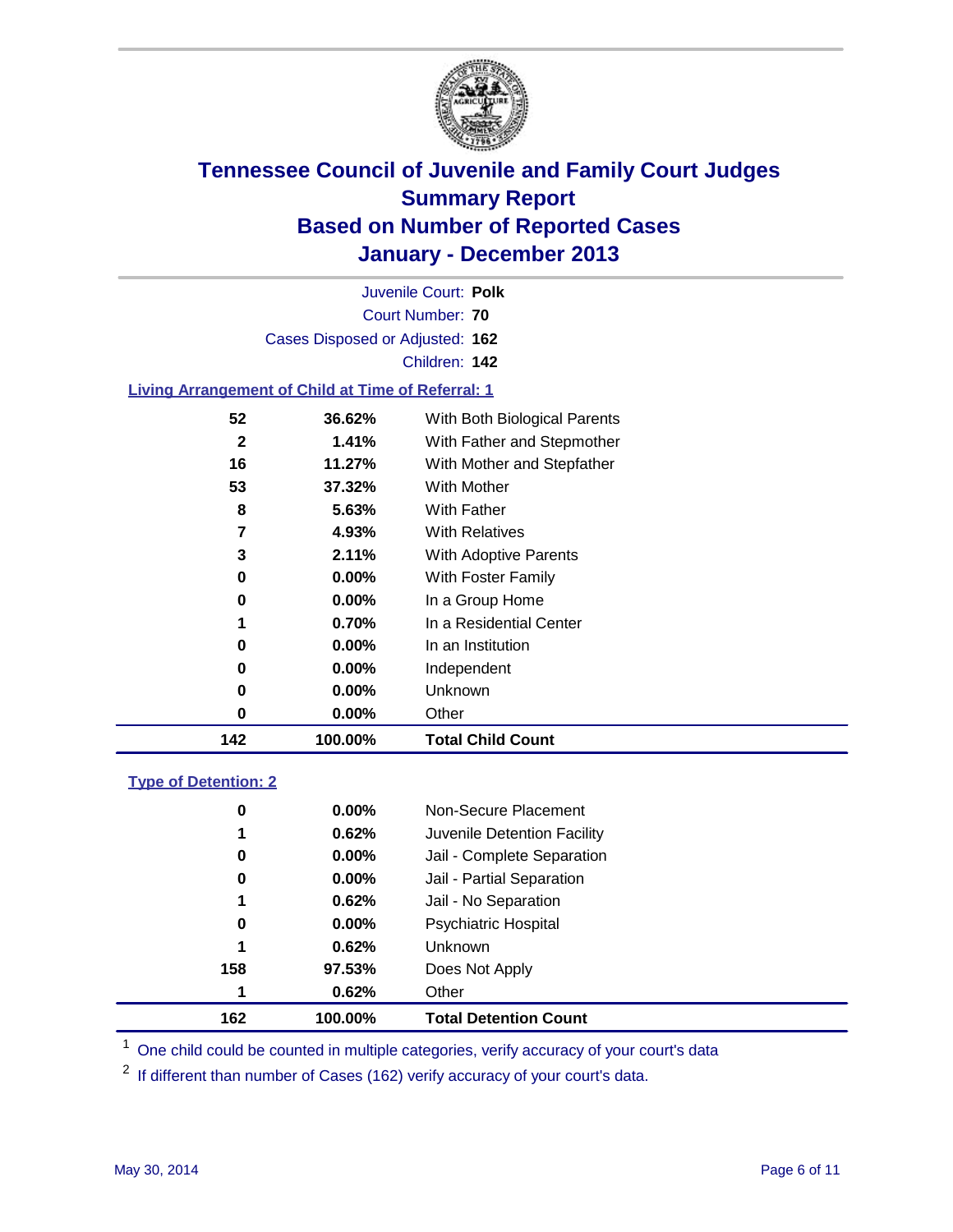# Tennessee Council of Juvenile and Family Court Judges
## Summary Report
## Based on Number of Reported Cases
## January - December 2013

Juvenile Court: **Polk**
Court Number: **70**
Cases Disposed or Adjusted: **162**
Children: **142**

### Living Arrangement of Child at Time of Referral: 1

| Count | Percent | Category |
|---|---|---|
| 52 | 36.62% | With Both Biological Parents |
| 2 | 1.41% | With Father and Stepmother |
| 16 | 11.27% | With Mother and Stepfather |
| 53 | 37.32% | With Mother |
| 8 | 5.63% | With Father |
| 7 | 4.93% | With Relatives |
| 3 | 2.11% | With Adoptive Parents |
| 0 | 0.00% | With Foster Family |
| 0 | 0.00% | In a Group Home |
| 1 | 0.70% | In a Residential Center |
| 0 | 0.00% | In an Institution |
| 0 | 0.00% | Independent |
| 0 | 0.00% | Unknown |
| 0 | 0.00% | Other |
| **142** | **100.00%** | **Total Child Count** |

### Type of Detention: 2

| Count | Percent | Category |
|---|---|---|
| 0 | 0.00% | Non-Secure Placement |
| 1 | 0.62% | Juvenile Detention Facility |
| 0 | 0.00% | Jail - Complete Separation |
| 0 | 0.00% | Jail - Partial Separation |
| 1 | 0.62% | Jail - No Separation |
| 0 | 0.00% | Psychiatric Hospital |
| 1 | 0.62% | Unknown |
| 158 | 97.53% | Does Not Apply |
| 1 | 0.62% | Other |
| **162** | **100.00%** | **Total Detention Count** |

[1] One child could be counted in multiple categories, verify accuracy of your court's data

[2] If different than number of Cases (162) verify accuracy of your court's data.

May 30, 2014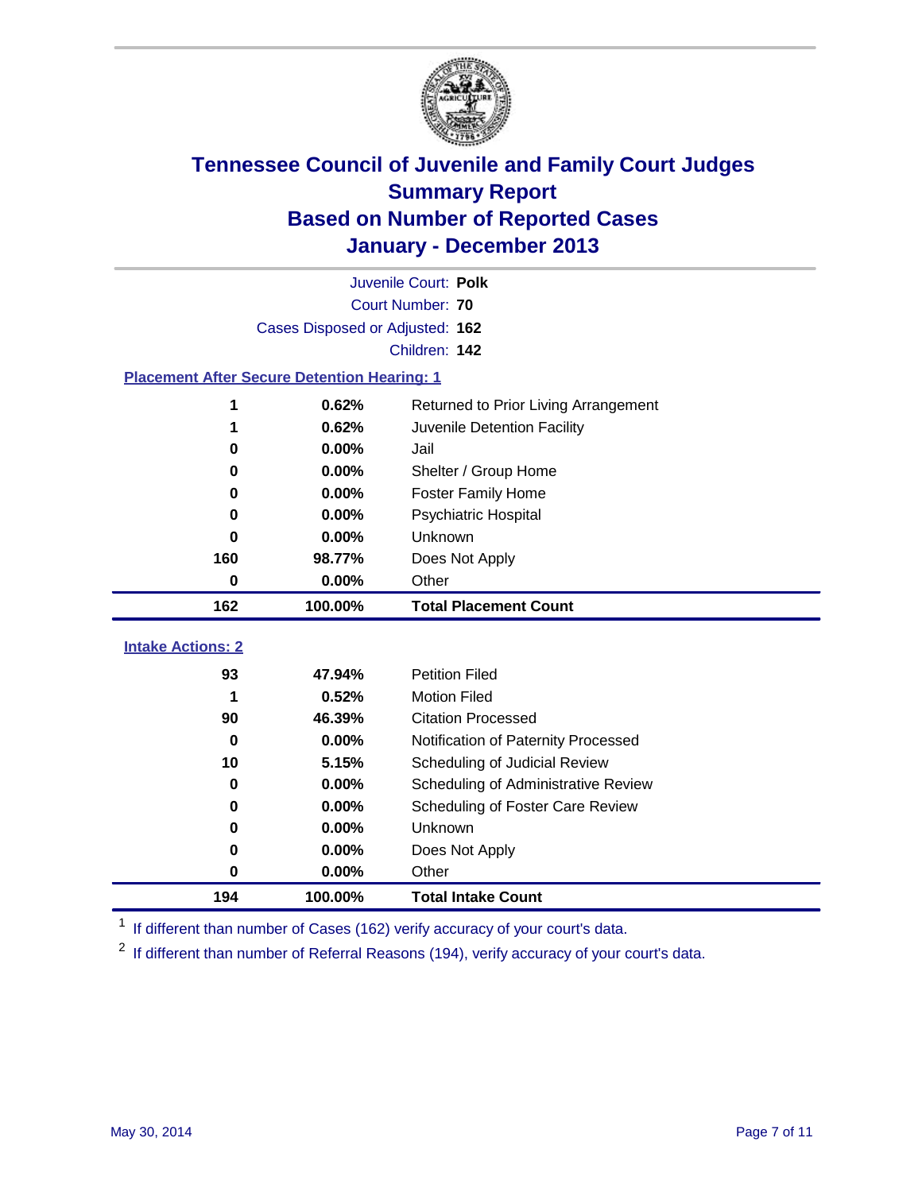# Tennessee Council of Juvenile and Family Court Judges
## Summary Report
## Based on Number of Reported Cases
## January - December 2013

Juvenile Court: **Polk**
Court Number: **70**
Cases Disposed or Adjusted: **162**
Children: **142**

### Placement After Secure Detention Hearing: 1

| | | |
|---|---|---|
| 1 | 0.62% | Returned to Prior Living Arrangement |
| 1 | 0.62% | Juvenile Detention Facility |
| 0 | 0.00% | Jail |
| 0 | 0.00% | Shelter / Group Home |
| 0 | 0.00% | Foster Family Home |
| 0 | 0.00% | Psychiatric Hospital |
| 0 | 0.00% | Unknown |
| 160 | 98.77% | Does Not Apply |
| 0 | 0.00% | Other |
| **162** | **100.00%** | **Total Placement Count** |

### Intake Actions: 2

| | | |
|---|---|---|
| 93 | 47.94% | Petition Filed |
| 1 | 0.52% | Motion Filed |
| 90 | 46.39% | Citation Processed |
| 0 | 0.00% | Notification of Paternity Processed |
| 10 | 5.15% | Scheduling of Judicial Review |
| 0 | 0.00% | Scheduling of Administrative Review |
| 0 | 0.00% | Scheduling of Foster Care Review |
| 0 | 0.00% | Unknown |
| 0 | 0.00% | Does Not Apply |
| 0 | 0.00% | Other |
| **194** | **100.00%** | **Total Intake Count** |

[1] If different than number of Cases (162) verify accuracy of your court's data.

[2] If different than number of Referral Reasons (194), verify accuracy of your court's data.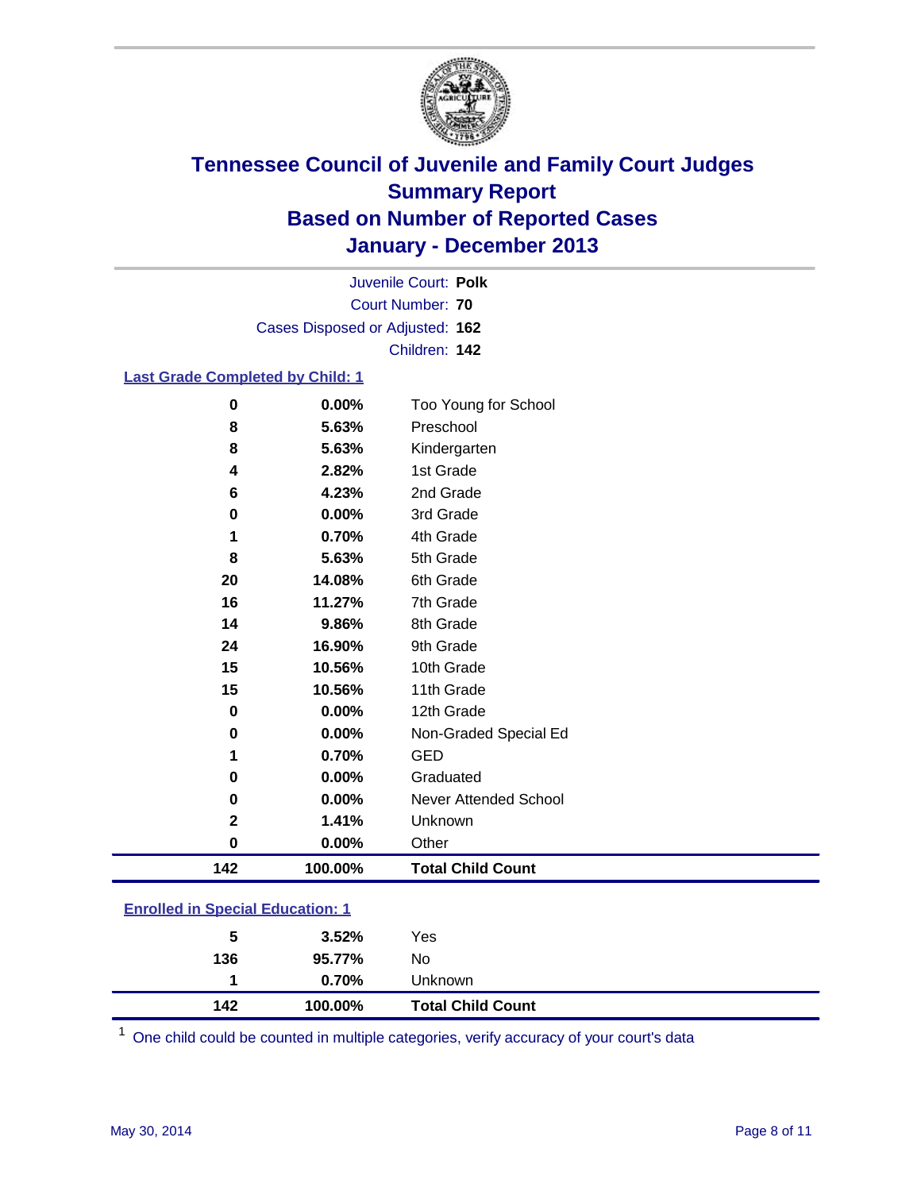# Tennessee Council of Juvenile and Family Court Judges
## Summary Report
## Based on Number of Reported Cases
## January - December 2013

Juvenile Court: **Polk**
Court Number: **70**
Cases Disposed or Adjusted: **162**
Children: **142**

### Last Grade Completed by Child: 1

| Count | Percent | Category |
|---|---|---|
| 0 | 0.00% | Too Young for School |
| 8 | 5.63% | Preschool |
| 8 | 5.63% | Kindergarten |
| 4 | 2.82% | 1st Grade |
| 6 | 4.23% | 2nd Grade |
| 0 | 0.00% | 3rd Grade |
| 1 | 0.70% | 4th Grade |
| 8 | 5.63% | 5th Grade |
| 20 | 14.08% | 6th Grade |
| 16 | 11.27% | 7th Grade |
| 14 | 9.86% | 8th Grade |
| 24 | 16.90% | 9th Grade |
| 15 | 10.56% | 10th Grade |
| 15 | 10.56% | 11th Grade |
| 0 | 0.00% | 12th Grade |
| 0 | 0.00% | Non-Graded Special Ed |
| 1 | 0.70% | GED |
| 0 | 0.00% | Graduated |
| 0 | 0.00% | Never Attended School |
| 2 | 1.41% | Unknown |
| 0 | 0.00% | Other |
| **142** | **100.00%** | **Total Child Count** |

### Enrolled in Special Education: 1

| Count | Percent | Category |
|---|---|---|
| 5 | 3.52% | Yes |
| 136 | 95.77% | No |
| 1 | 0.70% | Unknown |
| **142** | **100.00%** | **Total Child Count** |

[1] One child could be counted in multiple categories, verify accuracy of your court's data

May 30, 2014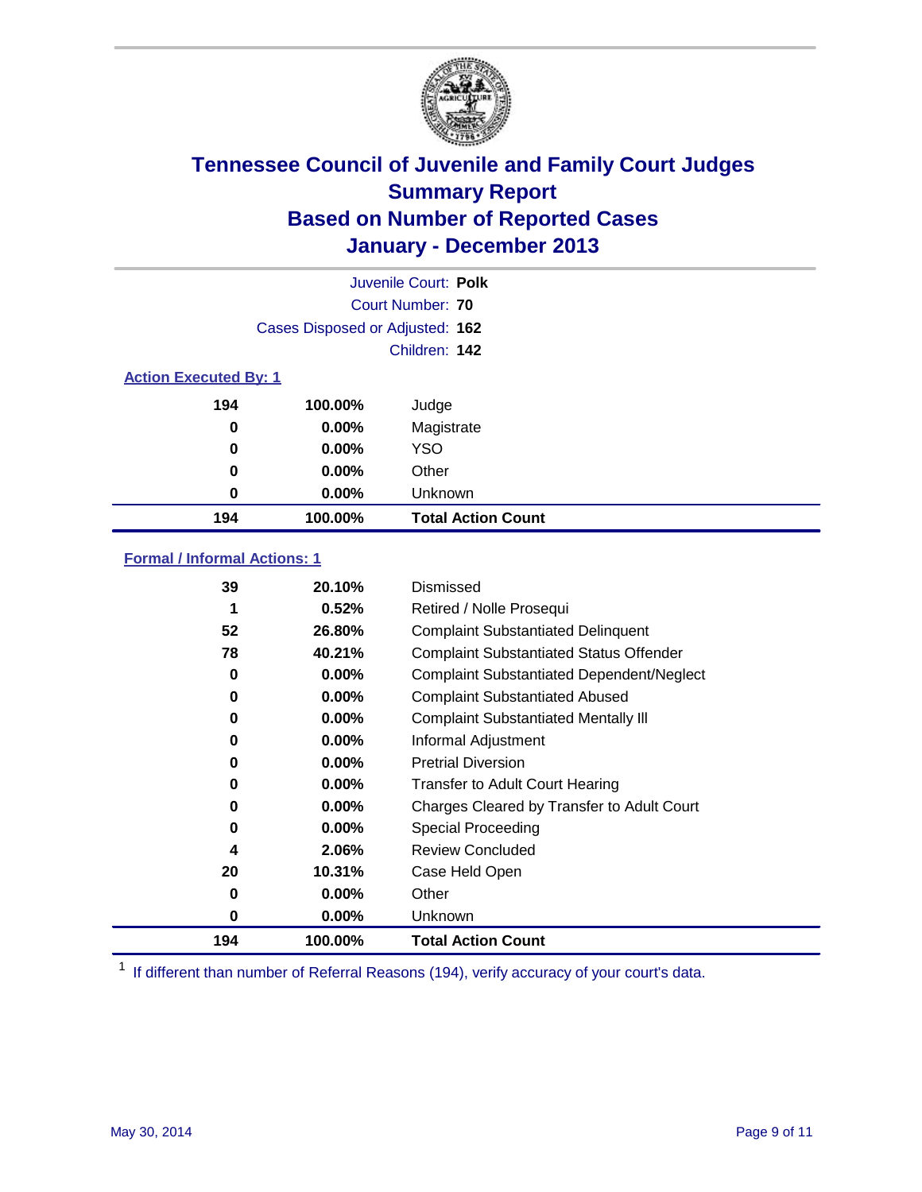# Tennessee Council of Juvenile and Family Court Judges
## Summary Report
## Based on Number of Reported Cases
## January - December 2013

Juvenile Court: **Polk**
Court Number: **70**
Cases Disposed or Adjusted: **162**
Children: **142**

### Action Executed By: 1

| | | |
|---|---|---|
| 194 | 100.00% | Judge |
| 0 | 0.00% | Magistrate |
| 0 | 0.00% | YSO |
| 0 | 0.00% | Other |
| 0 | 0.00% | Unknown |
| **194** | **100.00%** | **Total Action Count** |

### Formal / Informal Actions: 1

| | | |
|---|---|---|
| 39 | 20.10% | Dismissed |
| 1 | 0.52% | Retired / Nolle Prosequi |
| 52 | 26.80% | Complaint Substantiated Delinquent |
| 78 | 40.21% | Complaint Substantiated Status Offender |
| 0 | 0.00% | Complaint Substantiated Dependent/Neglect |
| 0 | 0.00% | Complaint Substantiated Abused |
| 0 | 0.00% | Complaint Substantiated Mentally Ill |
| 0 | 0.00% | Informal Adjustment |
| 0 | 0.00% | Pretrial Diversion |
| 0 | 0.00% | Transfer to Adult Court Hearing |
| 0 | 0.00% | Charges Cleared by Transfer to Adult Court |
| 0 | 0.00% | Special Proceeding |
| 4 | 2.06% | Review Concluded |
| 20 | 10.31% | Case Held Open |
| 0 | 0.00% | Other |
| 0 | 0.00% | Unknown |
| **194** | **100.00%** | **Total Action Count** |

[1] If different than number of Referral Reasons (194), verify accuracy of your court's data.

May 30, 2014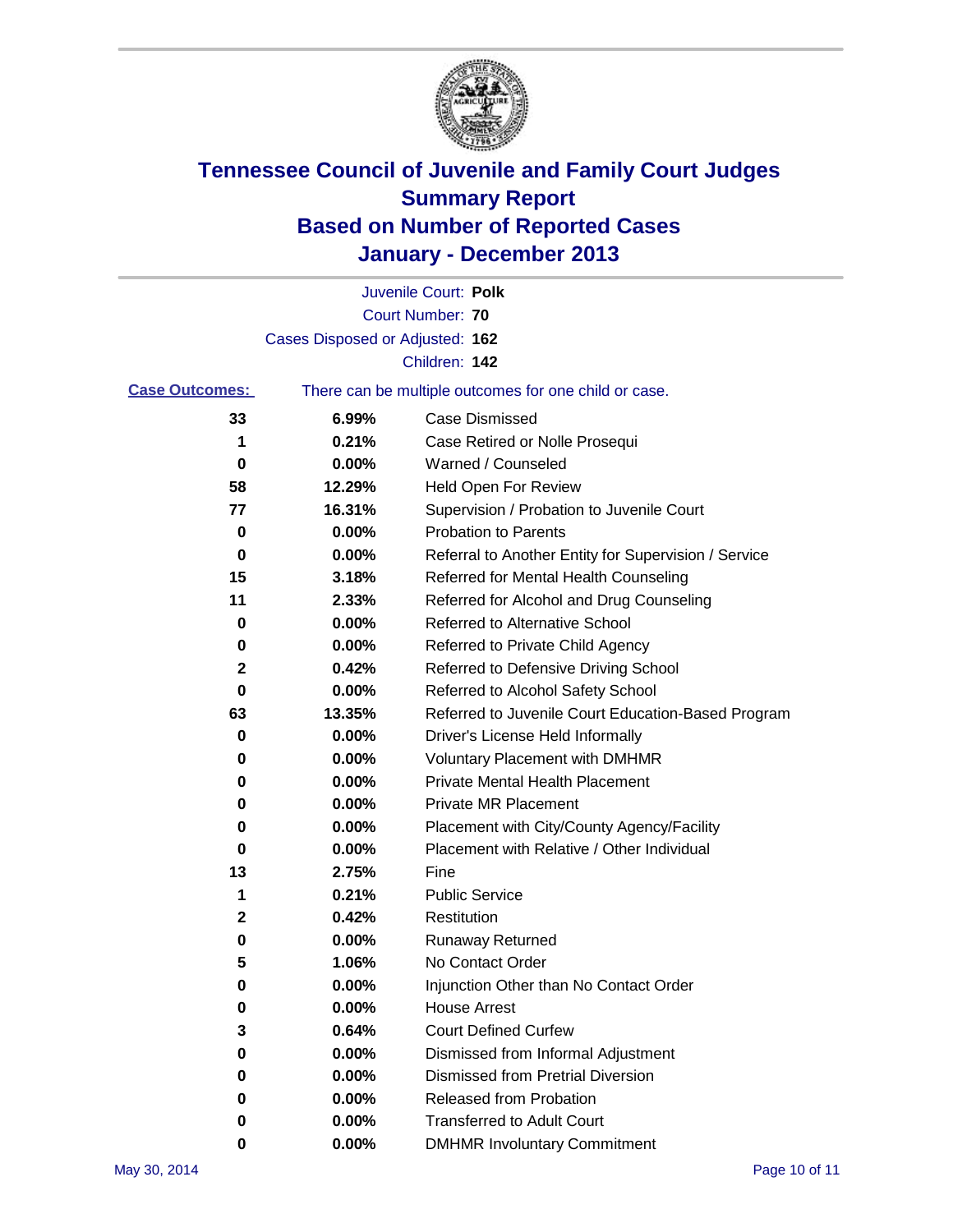# Tennessee Council of Juvenile and Family Court Judges
## Summary Report
## Based on Number of Reported Cases
## January - December 2013

Juvenile Court: **Polk**
Court Number: **70**
Cases Disposed or Adjusted: **162**
Children: **142**

**Case Outcomes:** There can be multiple outcomes for one child or case.

| Count | Percent | Outcome |
|---|---|---|
| 33 | 6.99% | Case Dismissed |
| 1 | 0.21% | Case Retired or Nolle Prosequi |
| 0 | 0.00% | Warned / Counseled |
| 58 | 12.29% | Held Open For Review |
| 77 | 16.31% | Supervision / Probation to Juvenile Court |
| 0 | 0.00% | Probation to Parents |
| 0 | 0.00% | Referral to Another Entity for Supervision / Service |
| 15 | 3.18% | Referred for Mental Health Counseling |
| 11 | 2.33% | Referred for Alcohol and Drug Counseling |
| 0 | 0.00% | Referred to Alternative School |
| 0 | 0.00% | Referred to Private Child Agency |
| 2 | 0.42% | Referred to Defensive Driving School |
| 0 | 0.00% | Referred to Alcohol Safety School |
| 63 | 13.35% | Referred to Juvenile Court Education-Based Program |
| 0 | 0.00% | Driver's License Held Informally |
| 0 | 0.00% | Voluntary Placement with DMHMR |
| 0 | 0.00% | Private Mental Health Placement |
| 0 | 0.00% | Private MR Placement |
| 0 | 0.00% | Placement with City/County Agency/Facility |
| 0 | 0.00% | Placement with Relative / Other Individual |
| 13 | 2.75% | Fine |
| 1 | 0.21% | Public Service |
| 2 | 0.42% | Restitution |
| 0 | 0.00% | Runaway Returned |
| 5 | 1.06% | No Contact Order |
| 0 | 0.00% | Injunction Other than No Contact Order |
| 0 | 0.00% | House Arrest |
| 3 | 0.64% | Court Defined Curfew |
| 0 | 0.00% | Dismissed from Informal Adjustment |
| 0 | 0.00% | Dismissed from Pretrial Diversion |
| 0 | 0.00% | Released from Probation |
| 0 | 0.00% | Transferred to Adult Court |
| 0 | 0.00% | DMHMR Involuntary Commitment |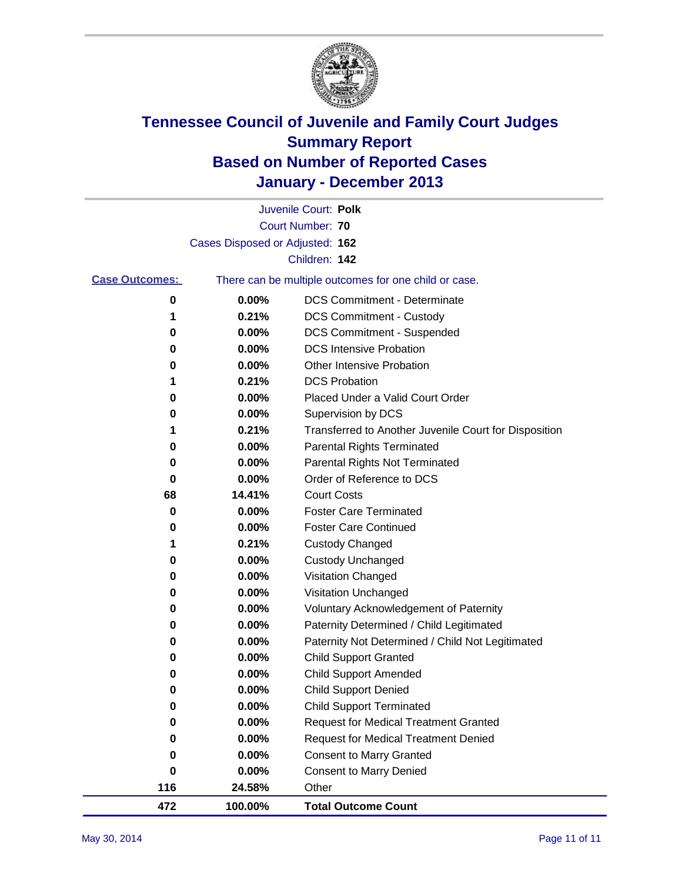# Tennessee Council of Juvenile and Family Court Judges
# Summary Report
# Based on Number of Reported Cases
# January - December 2013

Juvenile Court: **Polk**
Court Number: **70**
Cases Disposed or Adjusted: **162**
Children: **142**

**Case Outcomes:** There can be multiple outcomes for one child or case.

| | | |
|---|---|---|
| 0 | 0.00% | DCS Commitment - Determinate |
| 1 | 0.21% | DCS Commitment - Custody |
| 0 | 0.00% | DCS Commitment - Suspended |
| 0 | 0.00% | DCS Intensive Probation |
| 0 | 0.00% | Other Intensive Probation |
| 1 | 0.21% | DCS Probation |
| 0 | 0.00% | Placed Under a Valid Court Order |
| 0 | 0.00% | Supervision by DCS |
| 1 | 0.21% | Transferred to Another Juvenile Court for Disposition |
| 0 | 0.00% | Parental Rights Terminated |
| 0 | 0.00% | Parental Rights Not Terminated |
| 0 | 0.00% | Order of Reference to DCS |
| 68 | 14.41% | Court Costs |
| 0 | 0.00% | Foster Care Terminated |
| 0 | 0.00% | Foster Care Continued |
| 1 | 0.21% | Custody Changed |
| 0 | 0.00% | Custody Unchanged |
| 0 | 0.00% | Visitation Changed |
| 0 | 0.00% | Visitation Unchanged |
| 0 | 0.00% | Voluntary Acknowledgement of Paternity |
| 0 | 0.00% | Paternity Determined / Child Legitimated |
| 0 | 0.00% | Paternity Not Determined / Child Not Legitimated |
| 0 | 0.00% | Child Support Granted |
| 0 | 0.00% | Child Support Amended |
| 0 | 0.00% | Child Support Denied |
| 0 | 0.00% | Child Support Terminated |
| 0 | 0.00% | Request for Medical Treatment Granted |
| 0 | 0.00% | Request for Medical Treatment Denied |
| 0 | 0.00% | Consent to Marry Granted |
| 0 | 0.00% | Consent to Marry Denied |
| 116 | 24.58% | Other |
| **472** | **100.00%** | **Total Outcome Count** |

May 30, 2014